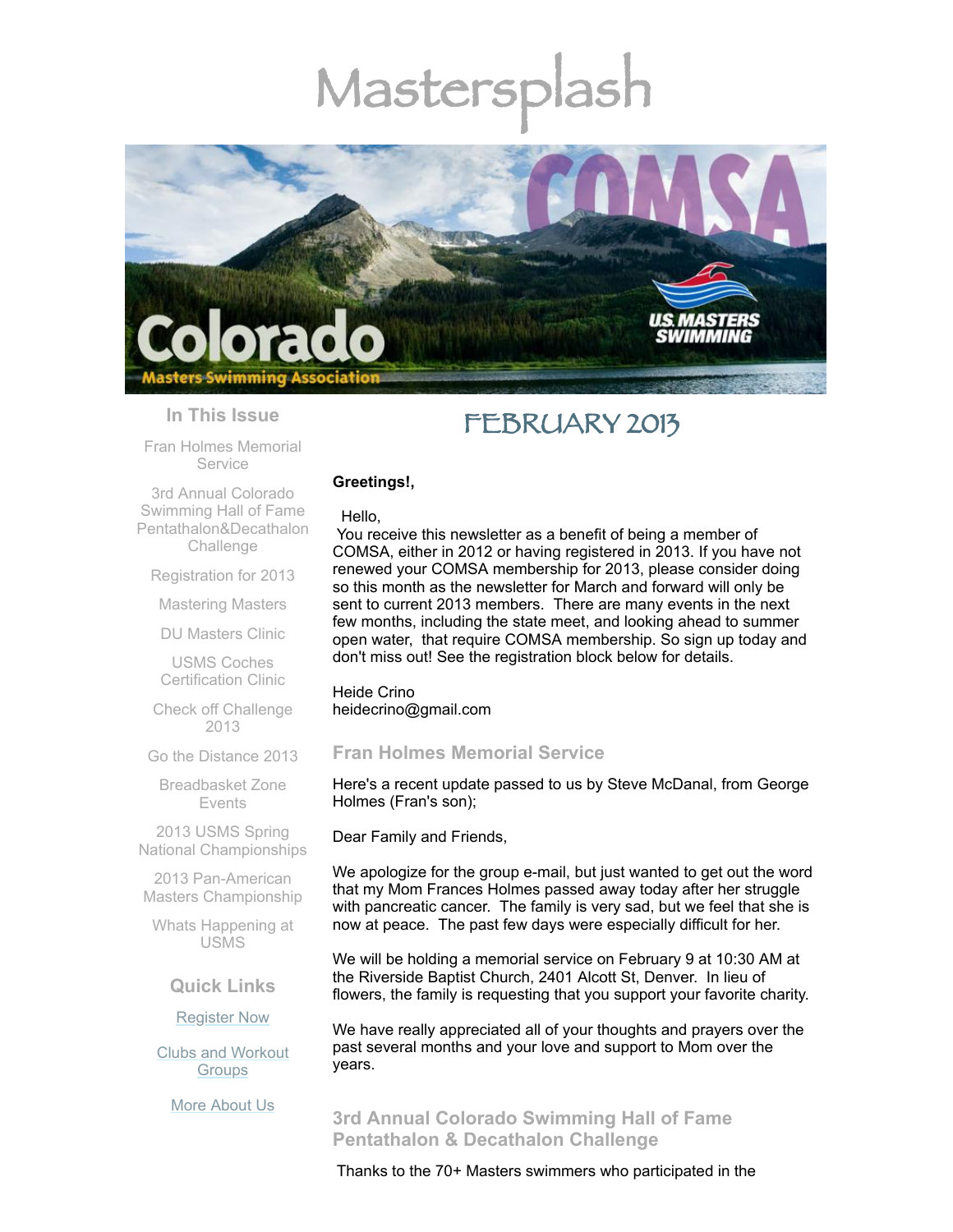# Mastersplash

## In This Issue

Fran Holmes Memorial Service

3rd Annual Colorado Swimming Hall of Fame Pentathalon&Decathalon Challenge

Registration for 2013

Mastering Masters

DU Masters Clinic

USMS Coches Certification Clinic

Check off Challenge 2013

Go the Distance 2013

Breadbasket Zone Events

2013 USMS Spring National Championships

2013 Pan-American Masters Championship

Whats Happening at USMS

## Quick Links

Register Now

Clubs and Workout Groups

More About Us

# FEBRUARY 2013

**Greetings!,**

Hello,

You receive this newsletter as a benefit of being a member of COMSA, either in 2012 or having registered in 2013. If you have not renewed your COMSA membership for 2013, please consider doing so this month as the newsletter for March and forward will only be sent to current 2013 members. There are many events in the next few months, including the state meet, and looking ahead to summer open water, that require COMSA membership. So sign up today and don't miss out! See the registration block below for details.

Heide Crino
heidecrino@gmail.com

## Fran Holmes Memorial Service

Here's a recent update passed to us by Steve McDanal, from George Holmes (Fran's son);

Dear Family and Friends,

We apologize for the group e-mail, but just wanted to get out the word that my Mom Frances Holmes passed away today after her struggle with pancreatic cancer. The family is very sad, but we feel that she is now at peace. The past few days were especially difficult for her.

We will be holding a memorial service on February 9 at 10:30 AM at the Riverside Baptist Church, 2401 Alcott St, Denver. In lieu of flowers, the family is requesting that you support your favorite charity.

We have really appreciated all of your thoughts and prayers over the past several months and your love and support to Mom over the years.

## 3rd Annual Colorado Swimming Hall of Fame Pentathalon & Decathalon Challenge

Thanks to the 70+ Masters swimmers who participated in the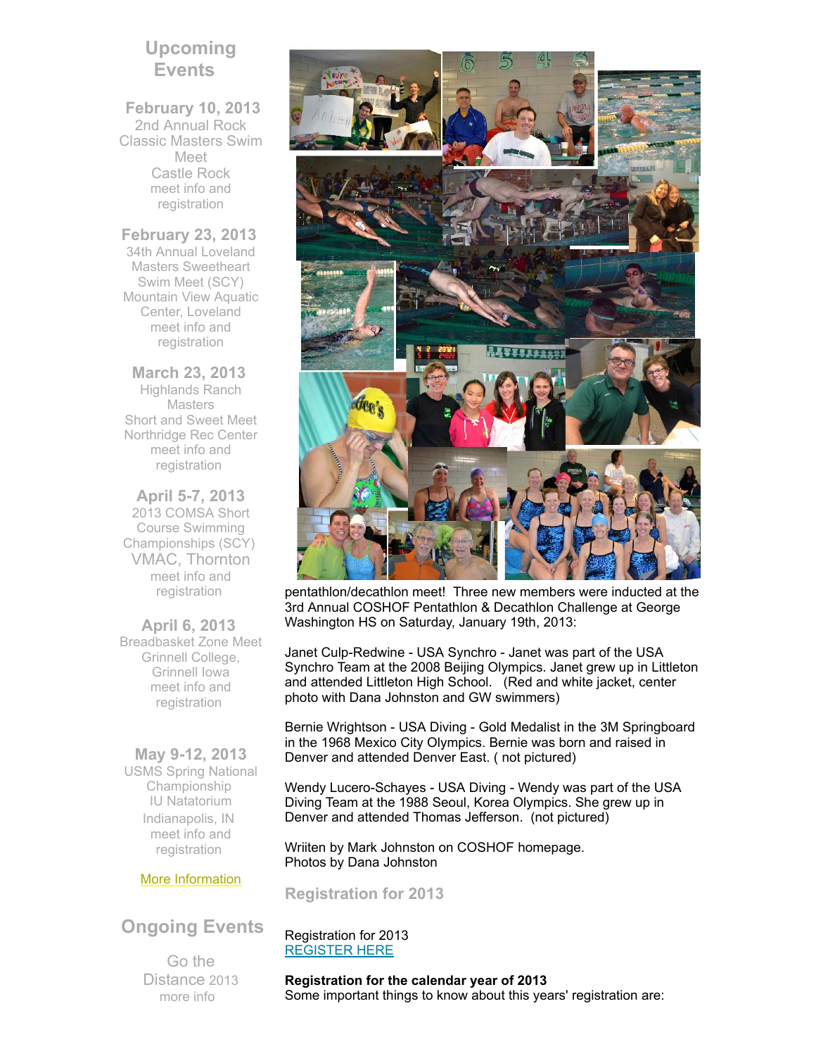## Upcoming Events

**February 10, 2013**
2nd Annual Rock Classic Masters Swim Meet
Castle Rock
meet info and registration

**February 23, 2013**
34th Annual Loveland Masters Sweetheart Swim Meet (SCY)
Mountain View Aquatic Center, Loveland
meet info and registration

**March 23, 2013**
Highlands Ranch Masters
Short and Sweet Meet
Northridge Rec Center
meet info and registration

**April 5-7, 2013**
2013 COMSA Short Course Swimming Championships (SCY)
VMAC, Thornton
meet info and registration

**April 6, 2013**
Breadbasket Zone Meet
Grinnell College, Grinnell Iowa
meet info and registration

**May 9-12, 2013**
USMS Spring National Championship
IU Natatorium
Indianapolis, IN
meet info and registration

More Information

## Ongoing Events

Go the Distance 2013
more info

pentathlon/decathlon meet! Three new members were inducted at the 3rd Annual COSHOF Pentathlon & Decathlon Challenge at George Washington HS on Saturday, January 19th, 2013:

Janet Culp-Redwine - USA Synchro - Janet was part of the USA Synchro Team at the 2008 Beijing Olympics. Janet grew up in Littleton and attended Littleton High School. (Red and white jacket, center photo with Dana Johnston and GW swimmers)

Bernie Wrightson - USA Diving - Gold Medalist in the 3M Springboard in the 1968 Mexico City Olympics. Bernie was born and raised in Denver and attended Denver East. ( not pictured)

Wendy Lucero-Schayes - USA Diving - Wendy was part of the USA Diving Team at the 1988 Seoul, Korea Olympics. She grew up in Denver and attended Thomas Jefferson. (not pictured)

Wriiten by Mark Johnston on COSHOF homepage.
Photos by Dana Johnston

## Registration for 2013

Registration for 2013
REGISTER HERE

**Registration for the calendar year of 2013**
Some important things to know about this years' registration are: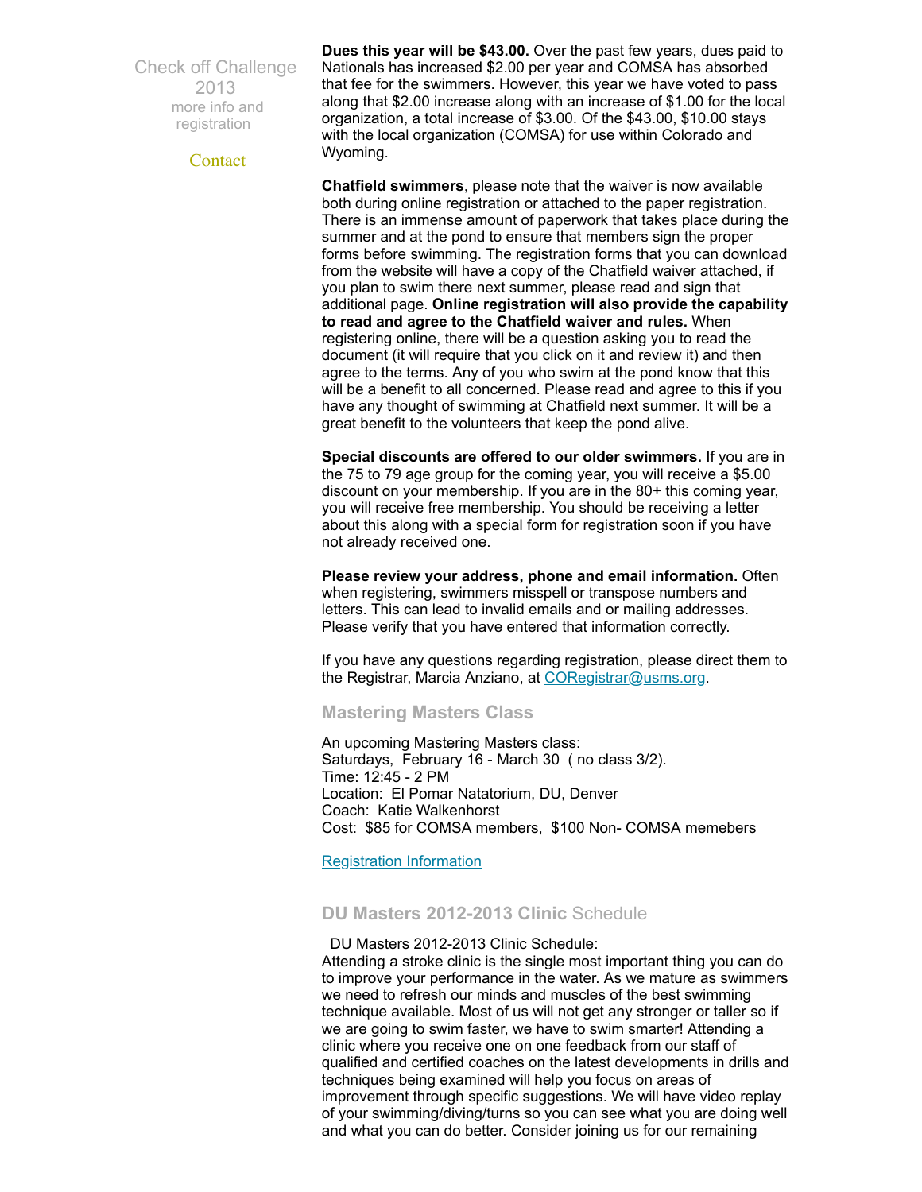Check off Challenge 2013
more info and registration

Contact

**Dues this year will be $43.00.** Over the past few years, dues paid to Nationals has increased $2.00 per year and COMSA has absorbed that fee for the swimmers. However, this year we have voted to pass along that $2.00 increase along with an increase of $1.00 for the local organization, a total increase of $3.00. Of the $43.00, $10.00 stays with the local organization (COMSA) for use within Colorado and Wyoming.

**Chatfield swimmers**, please note that the waiver is now available both during online registration or attached to the paper registration. There is an immense amount of paperwork that takes place during the summer and at the pond to ensure that members sign the proper forms before swimming. The registration forms that you can download from the website will have a copy of the Chatfield waiver attached, if you plan to swim there next summer, please read and sign that additional page. **Online registration will also provide the capability to read and agree to the Chatfield waiver and rules.** When registering online, there will be a question asking you to read the document (it will require that you click on it and review it) and then agree to the terms. Any of you who swim at the pond know that this will be a benefit to all concerned. Please read and agree to this if you have any thought of swimming at Chatfield next summer. It will be a great benefit to the volunteers that keep the pond alive.

**Special discounts are offered to our older swimmers.** If you are in the 75 to 79 age group for the coming year, you will receive a $5.00 discount on your membership. If you are in the 80+ this coming year, you will receive free membership. You should be receiving a letter about this along with a special form for registration soon if you have not already received one.

**Please review your address, phone and email information.** Often when registering, swimmers misspell or transpose numbers and letters. This can lead to invalid emails and or mailing addresses. Please verify that you have entered that information correctly.

If you have any questions regarding registration, please direct them to the Registrar, Marcia Anziano, at CORegistrar@usms.org.

## Mastering Masters Class

An upcoming Mastering Masters class:
Saturdays, February 16 - March 30 ( no class 3/2).
Time: 12:45 - 2 PM
Location: El Pomar Natatorium, DU, Denver
Coach: Katie Walkenhorst
Cost: $85 for COMSA members, $100 Non- COMSA memebers

Registration Information

## DU Masters 2012-2013 Clinic Schedule

DU Masters 2012-2013 Clinic Schedule:
Attending a stroke clinic is the single most important thing you can do to improve your performance in the water. As we mature as swimmers we need to refresh our minds and muscles of the best swimming technique available. Most of us will not get any stronger or taller so if we are going to swim faster, we have to swim smarter! Attending a clinic where you receive one on one feedback from our staff of qualified and certified coaches on the latest developments in drills and techniques being examined will help you focus on areas of improvement through specific suggestions. We will have video replay of your swimming/diving/turns so you can see what you are doing well and what you can do better. Consider joining us for our remaining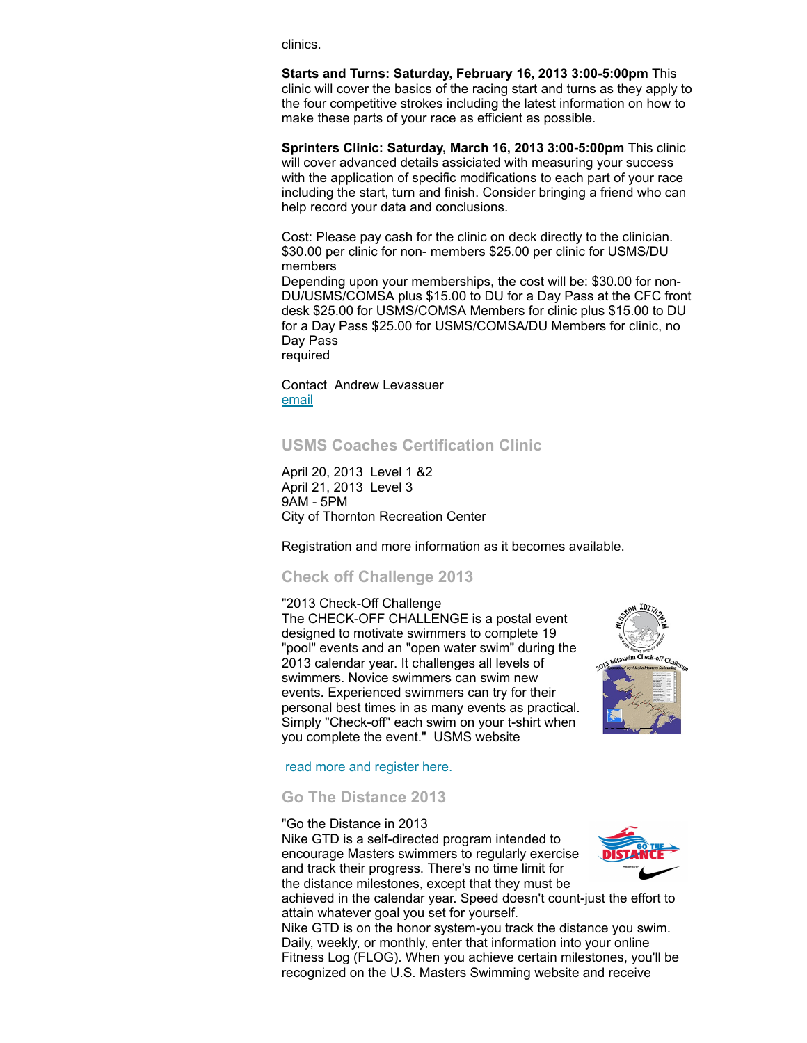clinics.

**Starts and Turns: Saturday, February 16, 2013 3:00-5:00pm** This clinic will cover the basics of the racing start and turns as they apply to the four competitive strokes including the latest information on how to make these parts of your race as efficient as possible.

**Sprinters Clinic: Saturday, March 16, 2013 3:00-5:00pm** This clinic will cover advanced details assiciated with measuring your success with the application of specific modifications to each part of your race including the start, turn and finish. Consider bringing a friend who can help record your data and conclusions.

Cost: Please pay cash for the clinic on deck directly to the clinician. $30.00 per clinic for non- members $25.00 per clinic for USMS/DU members
Depending upon your memberships, the cost will be: $30.00 for non-DU/USMS/COMSA plus $15.00 to DU for a Day Pass at the CFC front desk $25.00 for USMS/COMSA Members for clinic plus $15.00 to DU for a Day Pass $25.00 for USMS/COMSA/DU Members for clinic, no Day Pass
required

Contact Andrew Levassuer
email

## USMS Coaches Certification Clinic

April 20, 2013 Level 1 &2
April 21, 2013 Level 3
9AM - 5PM
City of Thornton Recreation Center

Registration and more information as it becomes available.

## Check off Challenge 2013

"2013 Check-Off Challenge
The CHECK-OFF CHALLENGE is a postal event designed to motivate swimmers to complete 19 "pool" events and an "open water swim" during the 2013 calendar year. It challenges all levels of swimmers. Novice swimmers can swim new events. Experienced swimmers can try for their personal best times in as many events as practical. Simply "Check-off" each swim on your t-shirt when you complete the event." USMS website

read more and register here.

## Go The Distance 2013

"Go the Distance in 2013
Nike GTD is a self-directed program intended to encourage Masters swimmers to regularly exercise and track their progress. There's no time limit for the distance milestones, except that they must be achieved in the calendar year. Speed doesn't count-just the effort to attain whatever goal you set for yourself.
Nike GTD is on the honor system-you track the distance you swim. Daily, weekly, or monthly, enter that information into your online Fitness Log (FLOG). When you achieve certain milestones, you'll be recognized on the U.S. Masters Swimming website and receive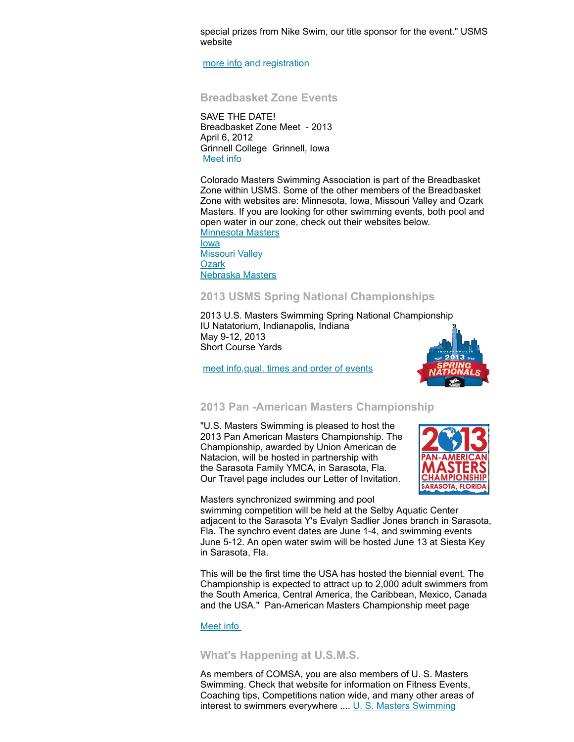special prizes from Nike Swim, our title sponsor for the event." USMS website

more info and registration

### Breadbasket Zone Events

SAVE THE DATE!
Breadbasket Zone Meet - 2013
April 6, 2012
Grinnell College Grinnell, Iowa
Meet info

Colorado Masters Swimming Association is part of the Breadbasket Zone within USMS. Some of the other members of the Breadbasket Zone with websites are: Minnesota, Iowa, Missouri Valley and Ozark Masters. If you are looking for other swimming events, both pool and open water in our zone, check out their websites below.
Minnesota Masters
Iowa
Missouri Valley
Ozark
Nebraska Masters

### 2013 USMS Spring National Championships

2013 U.S. Masters Swimming Spring National Championship
IU Natatorium, Indianapolis, Indiana
May 9-12, 2013
Short Course Yards

meet info,qual. times and order of events

### 2013 Pan -American Masters Championship

"U.S. Masters Swimming is pleased to host the 2013 Pan American Masters Championship. The Championship, awarded by Union American de Natacion, will be hosted in partnership with the Sarasota Family YMCA, in Sarasota, Fla. Our Travel page includes our Letter of Invitation.

Masters synchronized swimming and pool swimming competition will be held at the Selby Aquatic Center adjacent to the Sarasota Y's Evalyn Sadlier Jones branch in Sarasota, Fla. The synchro event dates are June 1-4, and swimming events June 5-12. An open water swim will be hosted June 13 at Siesta Key in Sarasota, Fla.

This will be the first time the USA has hosted the biennial event. The Championship is expected to attract up to 2,000 adult swimmers from the South America, Central America, the Caribbean, Mexico, Canada and the USA." Pan-American Masters Championship meet page

Meet info

### What's Happening at U.S.M.S.

As members of COMSA, you are also members of U. S. Masters Swimming. Check that website for information on Fitness Events, Coaching tips, Competitions nation wide, and many other areas of interest to swimmers everywhere .... U. S. Masters Swimming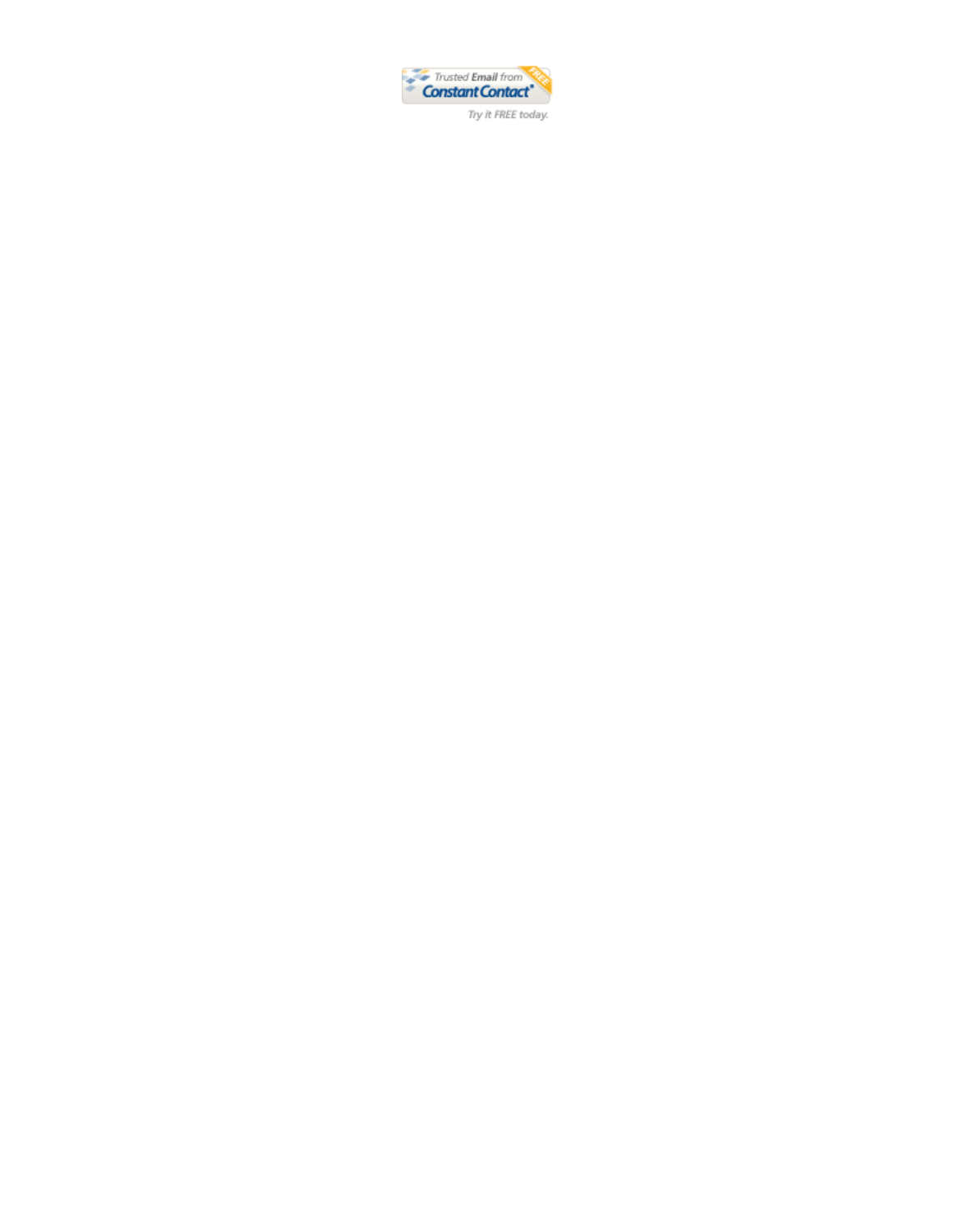Trusted Email from Constant Contact

Try it FREE today.